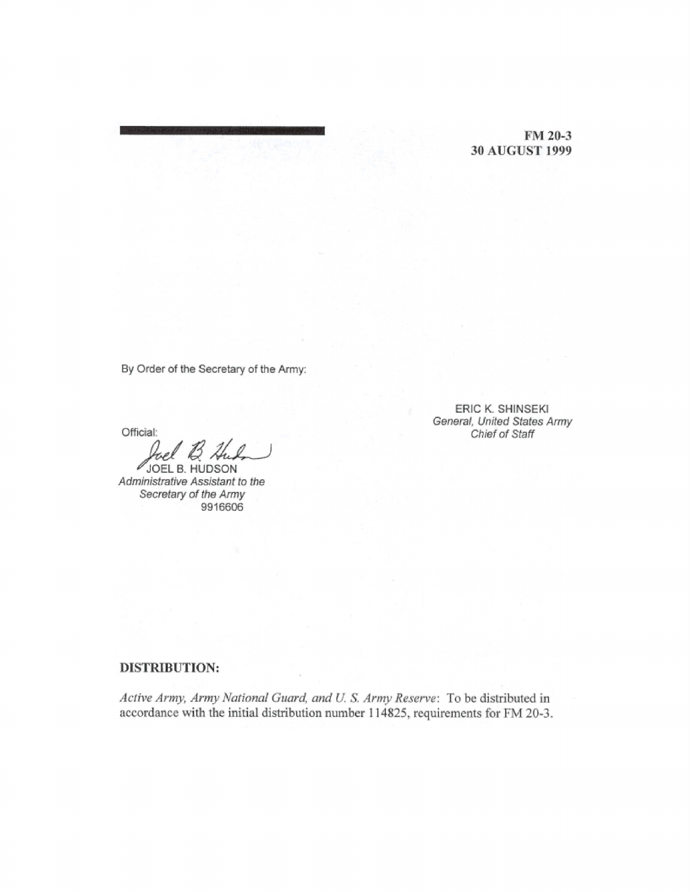**FM 20-3**
**30 AUGUST 1999**

By Order of the Secretary of the Army:

ERIC K. SHINSEKI
*General, United States Army*
*Chief of Staff*

Official:

JOEL B. HUDSON
*Administrative Assistant to the*
*Secretary of the Army*
9916606

**DISTRIBUTION:**

*Active Army, Army National Guard, and U. S. Army Reserve*: To be distributed in accordance with the initial distribution number 114825, requirements for FM 20-3.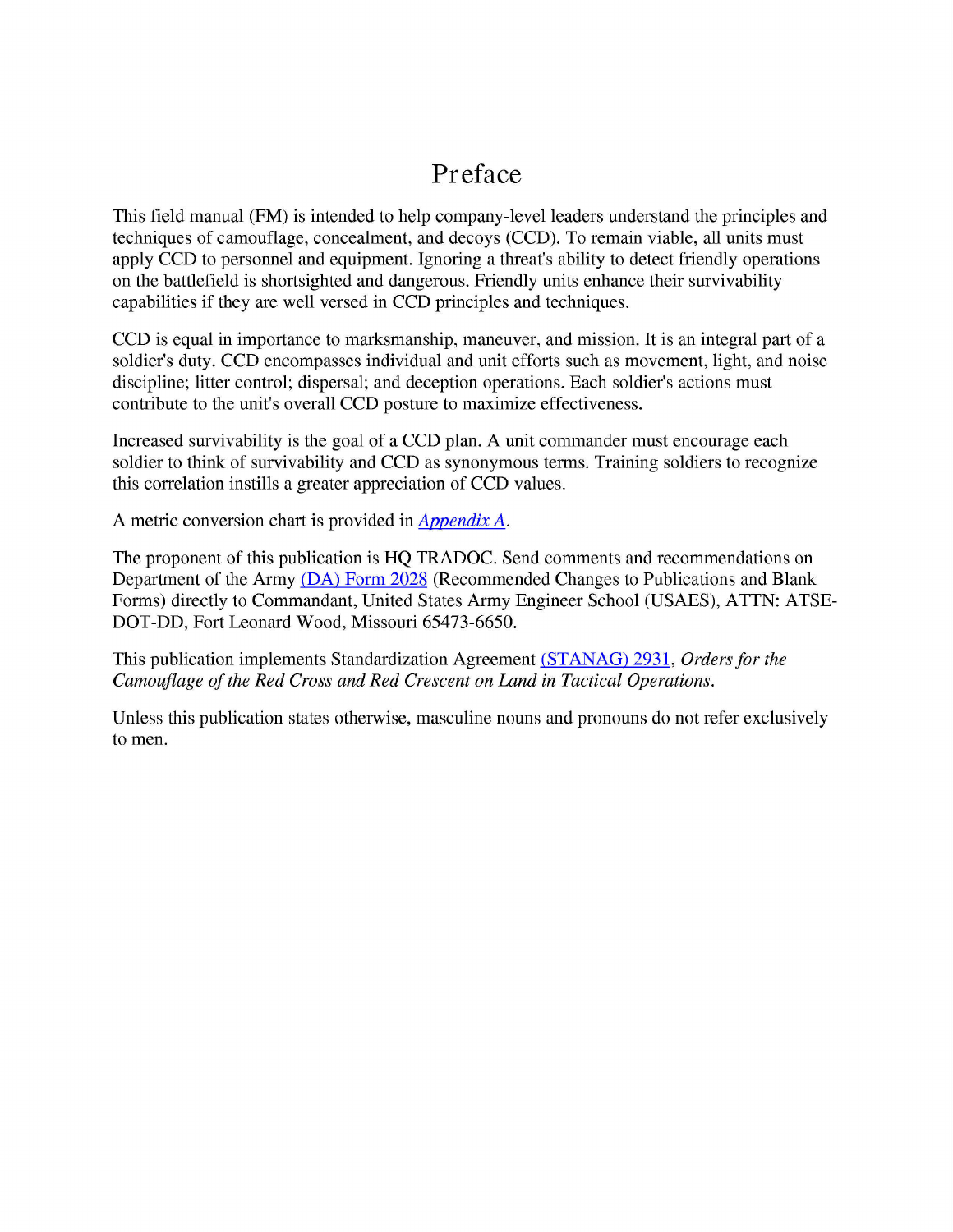# Preface

This field manual (FM) is intended to help company-level leaders understand the principles and techniques of camouflage, concealment, and decoys (CCD). To remain viable, all units must apply CCD to personnel and equipment. Ignoring a threat's ability to detect friendly operations on the battlefield is shortsighted and dangerous. Friendly units enhance their survivability capabilities if they are well versed in CCD principles and techniques.

CCD is equal in importance to marksmanship, maneuver, and mission. It is an integral part of a soldier's duty. CCD encompasses individual and unit efforts such as movement, light, and noise discipline; litter control; dispersal; and deception operations. Each soldier's actions must contribute to the unit's overall CCD posture to maximize effectiveness.

Increased survivability is the goal of a CCD plan. A unit commander must encourage each soldier to think of survivability and CCD as synonymous terms. Training soldiers to recognize this correlation instills a greater appreciation of CCD values.

A metric conversion chart is provided in *Appendix A*.

The proponent of this publication is HQ TRADOC. Send comments and recommendations on Department of the Army (DA) Form 2028 (Recommended Changes to Publications and Blank Forms) directly to Commandant, United States Army Engineer School (USAES), ATTN: ATSE-DOT-DD, Fort Leonard Wood, Missouri 65473-6650.

This publication implements Standardization Agreement (STANAG) 2931, *Orders for the Camouflage of the Red Cross and Red Crescent on Land in Tactical Operations*.

Unless this publication states otherwise, masculine nouns and pronouns do not refer exclusively to men.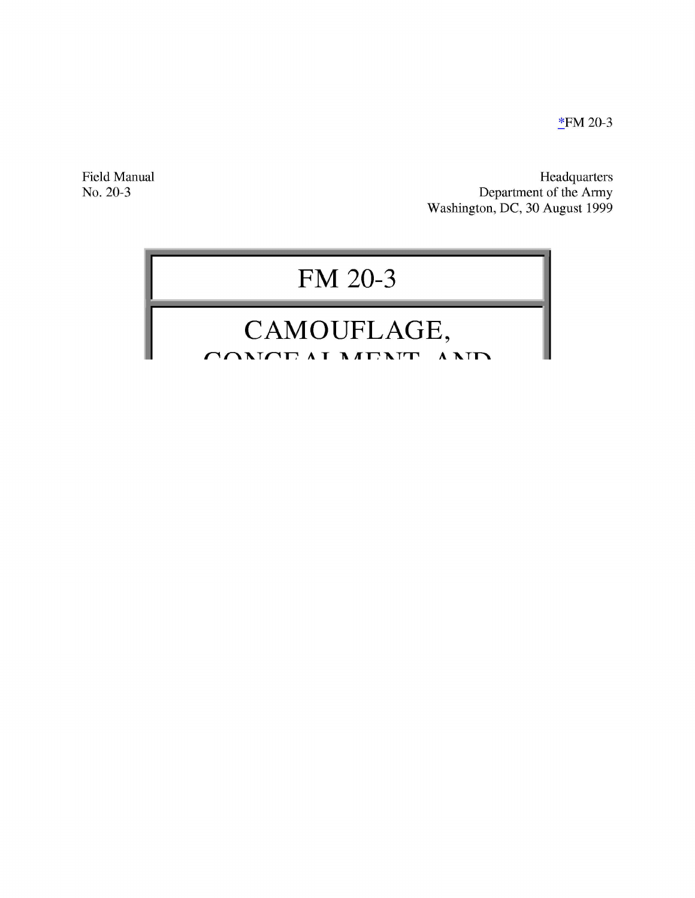*FM 20-3

Field Manual
No. 20-3

Headquarters
Department of the Army
Washington, DC, 30 August 1999

# FM 20-3

# CAMOUFLAGE,